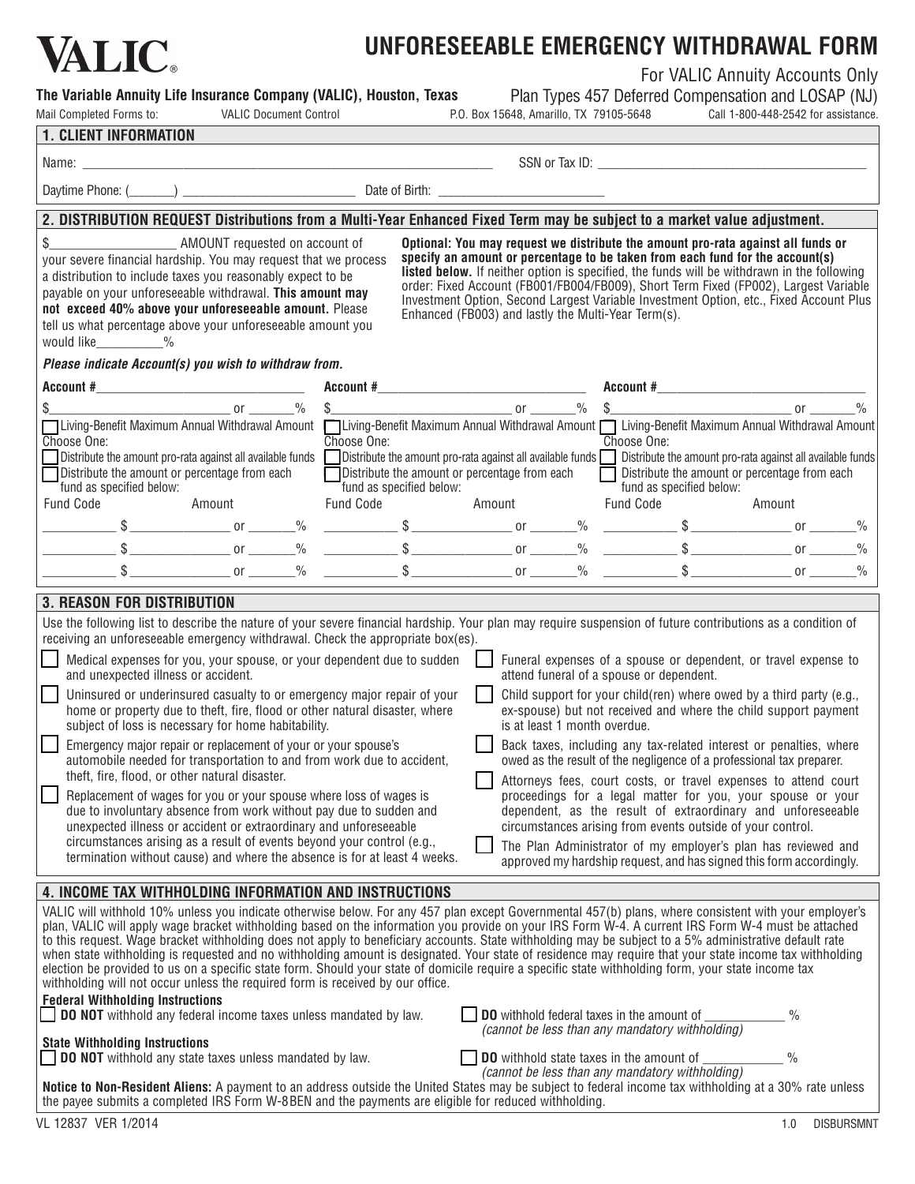# VALIC®

# UNFORESEEABLE EMERGENCY WITHDRAWAL FORM

For VALIC Annuity Accounts Only

**The Variable Annuity Life Insurance Company (VALIC), Houston, Texas**

Plan Types 457 Deferred Compensation and LOSAP (NJ)

Mail Completed Forms to: VALIC Document Control P.O. Box 15648, Amarillo, TX 79105-5648 Call 1-800-448-2542 for assistance.

## 1. CLIENT INFORMATION

Name: ____________________ SSN or Tax ID: ____________________

Daytime Phone: (_______) ____________________ Date of Birth: ____________________

## 2. DISTRIBUTION REQUEST Distributions from a Multi-Year Enhanced Fixed Term may be subject to a market value adjustment.

$__________________ AMOUNT requested on account of your severe financial hardship. You may request that we process a distribution to include taxes you reasonably expect to be payable on your unforeseeable withdrawal. **This amount may not exceed 40% above your unforeseeable amount.** Please tell us what percentage above your unforeseeable amount you would like__________%

**Optional: You may request we distribute the amount pro-rata against all funds or specify an amount or percentage to be taken from each fund for the account(s) listed below.** If neither option is specified, the funds will be withdrawn in the following order: Fixed Account (FB001/FB004/FB009), Short Term Fixed (FP002), Largest Variable Investment Option, Second Largest Variable Investment Option, etc., Fixed Account Plus Enhanced (FB003) and lastly the Multi-Year Term(s).

***Please indicate Account(s) you wish to withdraw from.***

| **Account #**____________________ | **Account #**____________________ | **Account #**____________________ |
|---|---|---|
| $____________ or _______% | $____________ or _______% | $____________ or _______% |
| ☐ Living-Benefit Maximum Annual Withdrawal Amount | ☐ Living-Benefit Maximum Annual Withdrawal Amount | ☐ Living-Benefit Maximum Annual Withdrawal Amount |
| Choose One: | Choose One: | Choose One: |
| ☐ Distribute the amount pro-rata against all available funds | ☐ Distribute the amount pro-rata against all available funds | ☐ Distribute the amount pro-rata against all available funds |
| ☐ Distribute the amount or percentage from each fund as specified below: | ☐ Distribute the amount or percentage from each fund as specified below: | ☐ Distribute the amount or percentage from each fund as specified below: |
| Fund Code / Amount | Fund Code / Amount | Fund Code / Amount |
| _______ $__________ or _______% | _______ $__________ or _______% | _______ $__________ or _______% |
| _______ $__________ or _______% | _______ $__________ or _______% | _______ $__________ or _______% |
| _______ $__________ or _______% | _______ $__________ or _______% | _______ $__________ or _______% |

## 3. REASON FOR DISTRIBUTION

Use the following list to describe the nature of your severe financial hardship. Your plan may require suspension of future contributions as a condition of receiving an unforeseeable emergency withdrawal. Check the appropriate box(es).

- ☐ Medical expenses for you, your spouse, or your dependent due to sudden and unexpected illness or accident.
- ☐ Uninsured or underinsured casualty to or emergency major repair of your home or property due to theft, fire, flood or other natural disaster, where subject of loss is necessary for home habitability.
- ☐ Emergency major repair or replacement of your or your spouse's automobile needed for transportation to and from work due to accident, theft, fire, flood, or other natural disaster.
- ☐ Replacement of wages for you or your spouse where loss of wages is due to involuntary absence from work without pay due to sudden and unexpected illness or accident or extraordinary and unforeseeable circumstances arising as a result of events beyond your control (e.g., termination without cause) and where the absence is for at least 4 weeks.
- ☐ Funeral expenses of a spouse or dependent, or travel expense to attend funeral of a spouse or dependent.
- ☐ Child support for your child(ren) where owed by a third party (e.g., ex-spouse) but not received and where the child support payment is at least 1 month overdue.
- ☐ Back taxes, including any tax-related interest or penalties, where owed as the result of the negligence of a professional tax preparer.
- ☐ Attorneys fees, court costs, or travel expenses to attend court proceedings for a legal matter for you, your spouse or your dependent, as the result of extraordinary and unforeseeable circumstances arising from events outside of your control.
- ☐ The Plan Administrator of my employer's plan has reviewed and approved my hardship request, and has signed this form accordingly.

## 4. INCOME TAX WITHHOLDING INFORMATION AND INSTRUCTIONS

VALIC will withhold 10% unless you indicate otherwise below. For any 457 plan except Governmental 457(b) plans, where consistent with your employer's plan, VALIC will apply wage bracket withholding based on the information you provide on your IRS Form W-4. A current IRS Form W-4 must be attached to this request. Wage bracket withholding does not apply to beneficiary accounts. State withholding may be subject to a 5% administrative default rate when state withholding is requested and no withholding amount is designated. Your state of residence may require that your state income tax withholding election be provided to us on a specific state form. Should your state of domicile require a specific state withholding form, your state income tax withholding will not occur unless the required form is received by our office.

**Federal Withholding Instructions**

☐ **DO NOT** withhold any federal income taxes unless mandated by law.

☐ **DO** withhold federal taxes in the amount of ____________ % *(cannot be less than any mandatory withholding)*

**State Withholding Instructions**

☐ **DO NOT** withhold any state taxes unless mandated by law.

☐ **DO** withhold state taxes in the amount of ____________ % *(cannot be less than any mandatory withholding)*

**Notice to Non-Resident Aliens:** A payment to an address outside the United States may be subject to federal income tax withholding at a 30% rate unless the payee submits a completed IRS Form W-8BEN and the payments are eligible for reduced withholding.

VL 12837 VER 1/2014 1.0 DISBURSMNT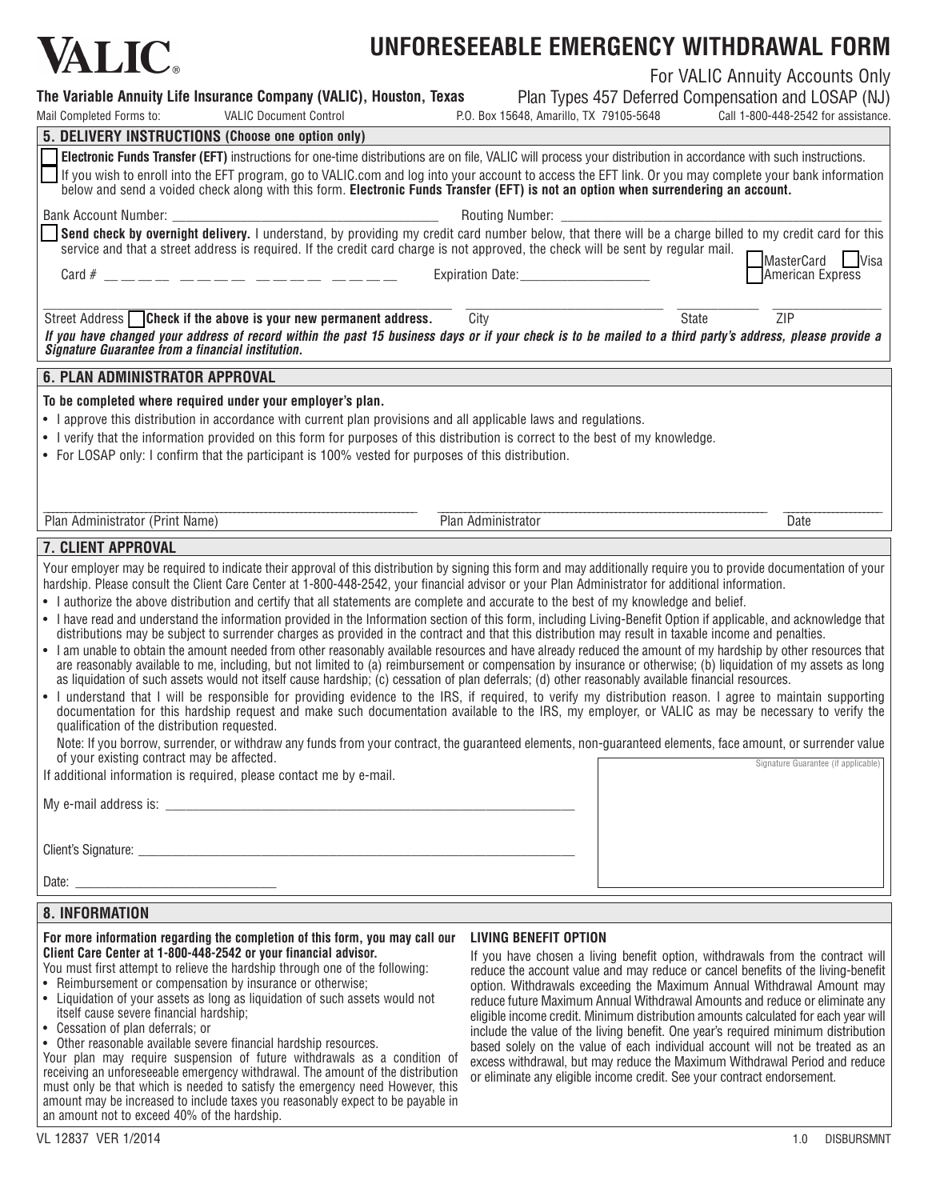# VALIC®

# UNFORESEEABLE EMERGENCY WITHDRAWAL FORM

For VALIC Annuity Accounts Only

**The Variable Annuity Life Insurance Company (VALIC), Houston, Texas**

Plan Types 457 Deferred Compensation and LOSAP (NJ)

Mail Completed Forms to: VALIC Document Control P.O. Box 15648, Amarillo, TX 79105-5648 Call 1-800-448-2542 for assistance.

## 5. DELIVERY INSTRUCTIONS (Choose one option only)

☐ **Electronic Funds Transfer (EFT)** instructions for one-time distributions are on file, VALIC will process your distribution in accordance with such instructions.

☐ If you wish to enroll into the EFT program, go to VALIC.com and log into your account to access the EFT link. Or you may complete your bank information below and send a voided check along with this form. **Electronic Funds Transfer (EFT) is not an option when surrendering an account.**

Bank Account Number: ______________________ Routing Number: ______________________

☐ **Send check by overnight delivery.** I understand, by providing my credit card number below, that there will be a charge billed to my credit card for this service and that a street address is required. If the credit card charge is not approved, the check will be sent by regular mail.

Card # __ __ __ __ __ __ __ __ __ __ __ __ __ __ __ __ Expiration Date: __________________ ☐ MasterCard ☐ Visa ☐ American Express

Street Address ☐ **Check if the above is your new permanent address.** City State ZIP

***If you have changed your address of record within the past 15 business days or if your check is to be mailed to a third party's address, please provide a Signature Guarantee from a financial institution.***

## 6. PLAN ADMINISTRATOR APPROVAL

**To be completed where required under your employer's plan.**

- I approve this distribution in accordance with current plan provisions and all applicable laws and regulations.
- I verify that the information provided on this form for purposes of this distribution is correct to the best of my knowledge.
- For LOSAP only: I confirm that the participant is 100% vested for purposes of this distribution.

Plan Administrator (Print Name) ______________________ Plan Administrator ______________________ Date __________

## 7. CLIENT APPROVAL

Your employer may be required to indicate their approval of this distribution by signing this form and may additionally require you to provide documentation of your hardship. Please consult the Client Care Center at 1-800-448-2542, your financial advisor or your Plan Administrator for additional information.

- I authorize the above distribution and certify that all statements are complete and accurate to the best of my knowledge and belief.
- I have read and understand the information provided in the Information section of this form, including Living-Benefit Option if applicable, and acknowledge that distributions may be subject to surrender charges as provided in the contract and that this distribution may result in taxable income and penalties.
- I am unable to obtain the amount needed from other reasonably available resources and have already reduced the amount of my hardship by other resources that are reasonably available to me, including, but not limited to (a) reimbursement or compensation by insurance or otherwise; (b) liquidation of my assets as long as liquidation of such assets would not itself cause hardship; (c) cessation of plan deferrals; (d) other reasonably available financial resources.
- I understand that I will be responsible for providing evidence to the IRS, if required, to verify my distribution reason. I agree to maintain supporting documentation for this hardship request and make such documentation available to the IRS, my employer, or VALIC as may be necessary to verify the qualification of the distribution requested.

Note: If you borrow, surrender, or withdraw any funds from your contract, the guaranteed elements, non-guaranteed elements, face amount, or surrender value of your existing contract may be affected.

If additional information is required, please contact me by e-mail.

My e-mail address is: ______________________

Client's Signature: ______________________

Date: ______________________

Signature Guarantee (if applicable)

## 8. INFORMATION

**For more information regarding the completion of this form, you may call our Client Care Center at 1-800-448-2542 or your financial advisor.**

You must first attempt to relieve the hardship through one of the following:

- Reimbursement or compensation by insurance or otherwise;
- Liquidation of your assets as long as liquidation of such assets would not itself cause severe financial hardship;
- Cessation of plan deferrals; or
- Other reasonable available severe financial hardship resources.

Your plan may require suspension of future withdrawals as a condition of receiving an unforeseeable emergency withdrawal. The amount of the distribution must only be that which is needed to satisfy the emergency need However, this amount may be increased to include taxes you reasonably expect to be payable in an amount not to exceed 40% of the hardship.

**LIVING BENEFIT OPTION**

If you have chosen a living benefit option, withdrawals from the contract will reduce the account value and may reduce or cancel benefits of the living-benefit option. Withdrawals exceeding the Maximum Annual Withdrawal Amount may reduce future Maximum Annual Withdrawal Amounts and reduce or eliminate any eligible income credit. Minimum distribution amounts calculated for each year will include the value of the living benefit. One year's required minimum distribution based solely on the value of each individual account will not be treated as an excess withdrawal, but may reduce the Maximum Withdrawal Period and reduce or eliminate any eligible income credit. See your contract endorsement.

VL 12837 VER 1/2014 1.0 DISBURSMNT